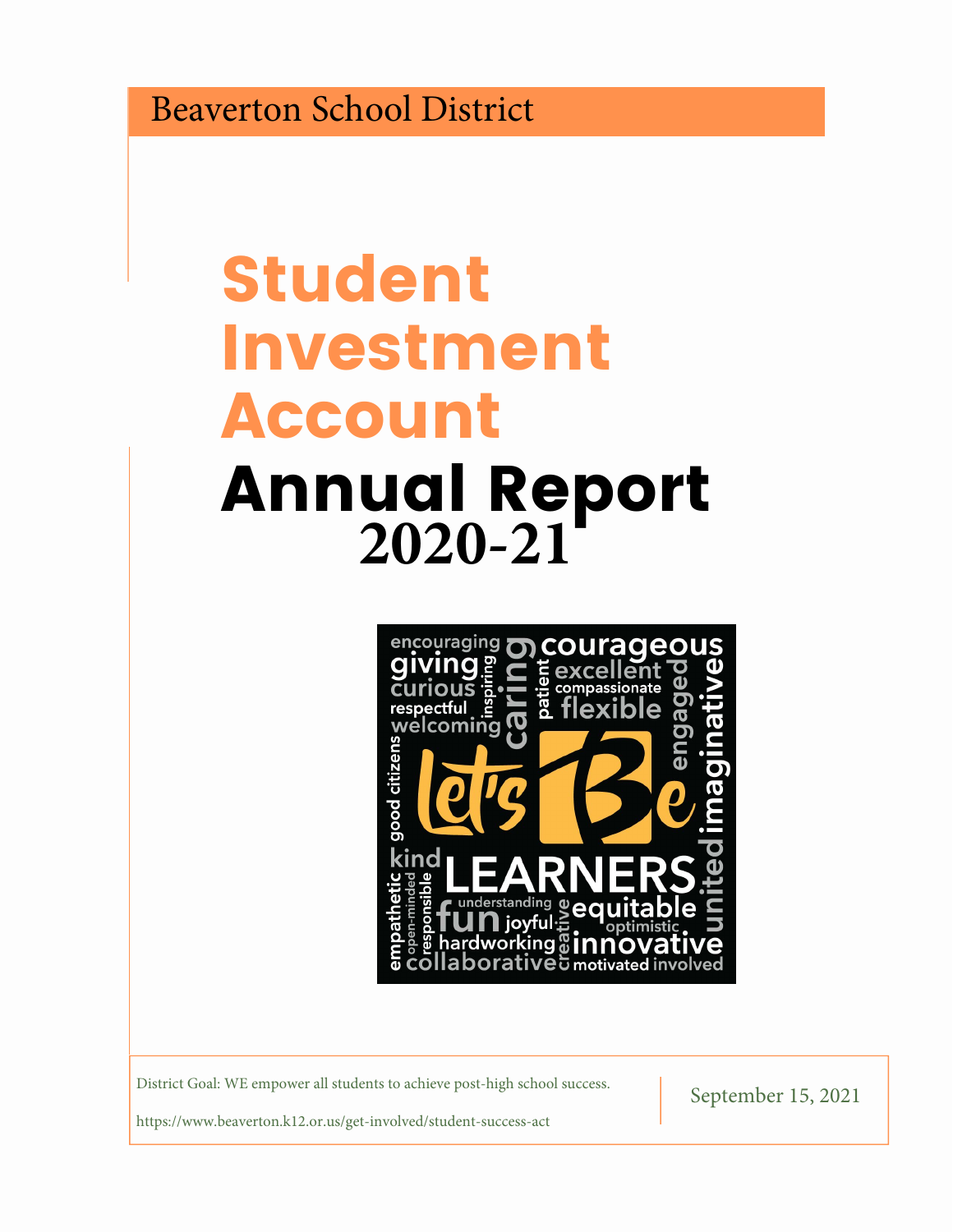Beaverton School District

# Student Investment Account

# Annual Report

## 2020-21

District Goal: WE empower all students to achieve post-high school success.

https://www.beaverton.k12.or.us/get-involved/student-success-act

September 15, 2021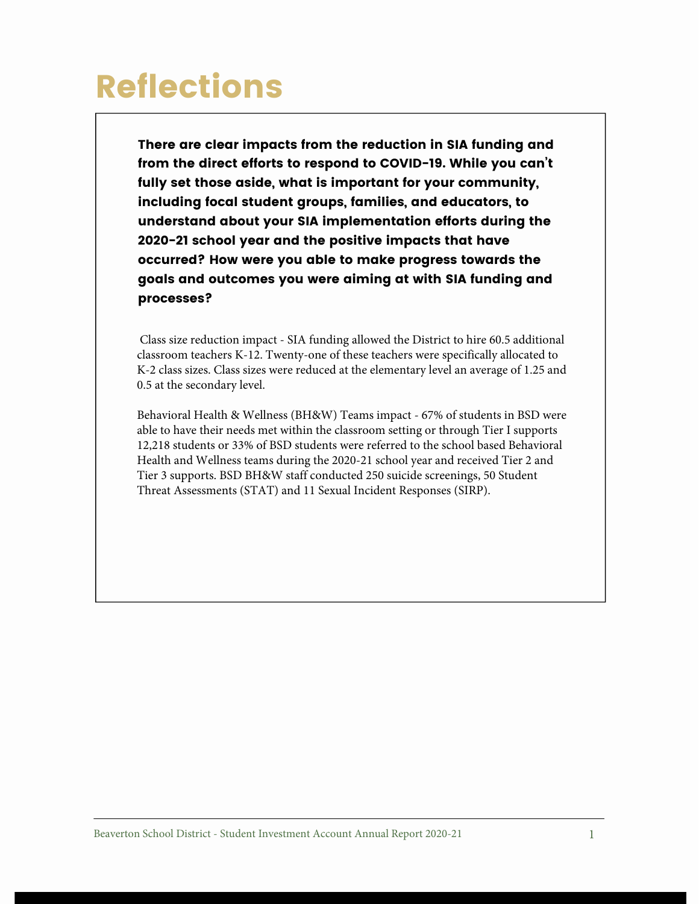# Reflections

**There are clear impacts from the reduction in SIA funding and from the direct efforts to respond to COVID-19. While you can't fully set those aside, what is important for your community, including focal student groups, families, and educators, to understand about your SIA implementation efforts during the 2020-21 school year and the positive impacts that have occurred? How were you able to make progress towards the goals and outcomes you were aiming at with SIA funding and processes?**

Class size reduction impact - SIA funding allowed the District to hire 60.5 additional classroom teachers K-12. Twenty-one of these teachers were specifically allocated to K-2 class sizes. Class sizes were reduced at the elementary level an average of 1.25 and 0.5 at the secondary level.

Behavioral Health & Wellness (BH&W) Teams impact - 67% of students in BSD were able to have their needs met within the classroom setting or through Tier I supports 12,218 students or 33% of BSD students were referred to the school based Behavioral Health and Wellness teams during the 2020-21 school year and received Tier 2 and Tier 3 supports. BSD BH&W staff conducted 250 suicide screenings, 50 Student Threat Assessments (STAT) and 11 Sexual Incident Responses (SIRP).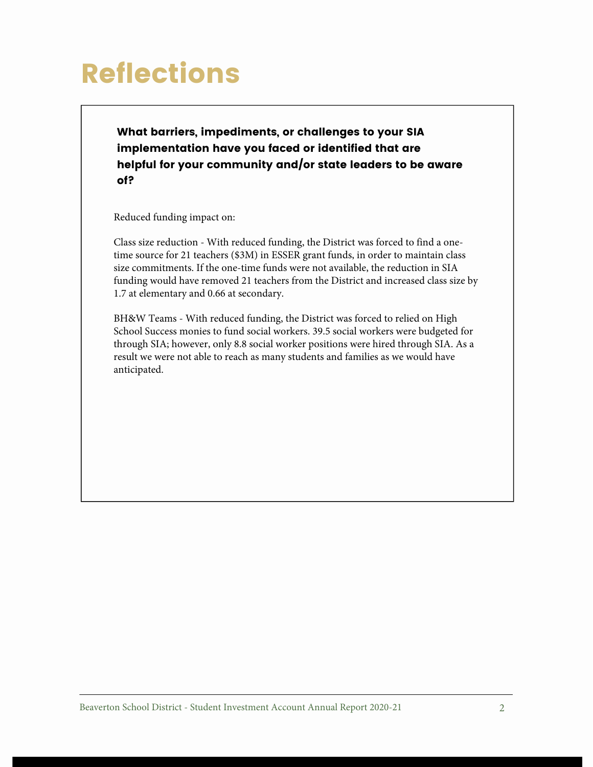# Reflections

**What barriers, impediments, or challenges to your SIA implementation have you faced or identified that are helpful for your community and/or state leaders to be aware of?**

Reduced funding impact on:

Class size reduction - With reduced funding, the District was forced to find a one-time source for 21 teachers ($3M) in ESSER grant funds, in order to maintain class size commitments. If the one-time funds were not available, the reduction in SIA funding would have removed 21 teachers from the District and increased class size by 1.7 at elementary and 0.66 at secondary.

BH&W Teams - With reduced funding, the District was forced to relied on High School Success monies to fund social workers. 39.5 social workers were budgeted for through SIA; however, only 8.8 social worker positions were hired through SIA. As a result we were not able to reach as many students and families as we would have anticipated.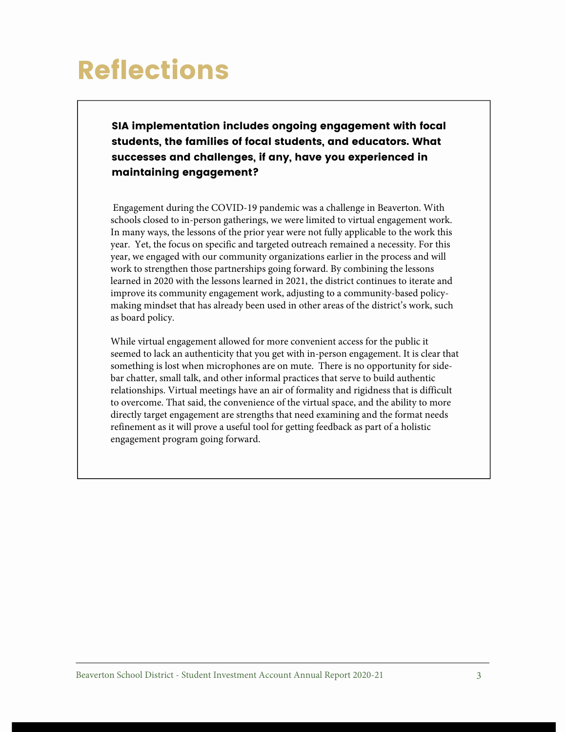# Reflections

**SIA implementation includes ongoing engagement with focal students, the families of focal students, and educators. What successes and challenges, if any, have you experienced in maintaining engagement?**

Engagement during the COVID-19 pandemic was a challenge in Beaverton. With schools closed to in-person gatherings, we were limited to virtual engagement work. In many ways, the lessons of the prior year were not fully applicable to the work this year. Yet, the focus on specific and targeted outreach remained a necessity. For this year, we engaged with our community organizations earlier in the process and will work to strengthen those partnerships going forward. By combining the lessons learned in 2020 with the lessons learned in 2021, the district continues to iterate and improve its community engagement work, adjusting to a community-based policy-making mindset that has already been used in other areas of the district's work, such as board policy.

While virtual engagement allowed for more convenient access for the public it seemed to lack an authenticity that you get with in-person engagement. It is clear that something is lost when microphones are on mute. There is no opportunity for side-bar chatter, small talk, and other informal practices that serve to build authentic relationships. Virtual meetings have an air of formality and rigidness that is difficult to overcome. That said, the convenience of the virtual space, and the ability to more directly target engagement are strengths that need examining and the format needs refinement as it will prove a useful tool for getting feedback as part of a holistic engagement program going forward.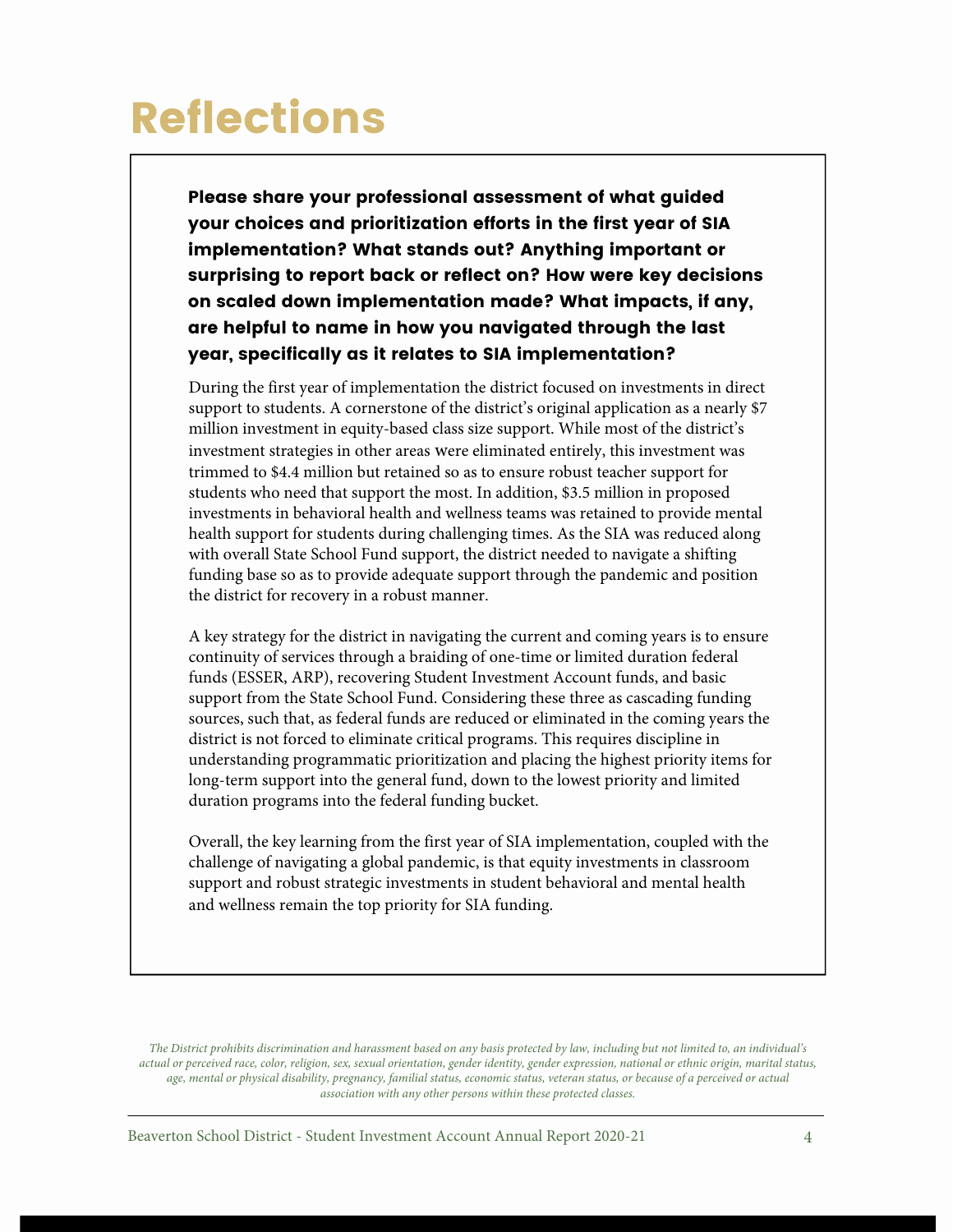# Reflections

**Please share your professional assessment of what guided your choices and prioritization efforts in the first year of SIA implementation? What stands out? Anything important or surprising to report back or reflect on? How were key decisions on scaled down implementation made? What impacts, if any, are helpful to name in how you navigated through the last year, specifically as it relates to SIA implementation?**

During the first year of implementation the district focused on investments in direct support to students. A cornerstone of the district's original application as a nearly $7 million investment in equity-based class size support. While most of the district's investment strategies in other areas were eliminated entirely, this investment was trimmed to $4.4 million but retained so as to ensure robust teacher support for students who need that support the most. In addition, $3.5 million in proposed investments in behavioral health and wellness teams was retained to provide mental health support for students during challenging times. As the SIA was reduced along with overall State School Fund support, the district needed to navigate a shifting funding base so as to provide adequate support through the pandemic and position the district for recovery in a robust manner.

A key strategy for the district in navigating the current and coming years is to ensure continuity of services through a braiding of one-time or limited duration federal funds (ESSER, ARP), recovering Student Investment Account funds, and basic support from the State School Fund. Considering these three as cascading funding sources, such that, as federal funds are reduced or eliminated in the coming years the district is not forced to eliminate critical programs. This requires discipline in understanding programmatic prioritization and placing the highest priority items for long-term support into the general fund, down to the lowest priority and limited duration programs into the federal funding bucket.

Overall, the key learning from the first year of SIA implementation, coupled with the challenge of navigating a global pandemic, is that equity investments in classroom support and robust strategic investments in student behavioral and mental health and wellness remain the top priority for SIA funding.

*The District prohibits discrimination and harassment based on any basis protected by law, including but not limited to, an individual's actual or perceived race, color, religion, sex, sexual orientation, gender identity, gender expression, national or ethnic origin, marital status, age, mental or physical disability, pregnancy, familial status, economic status, veteran status, or because of a perceived or actual association with any other persons within these protected classes.*